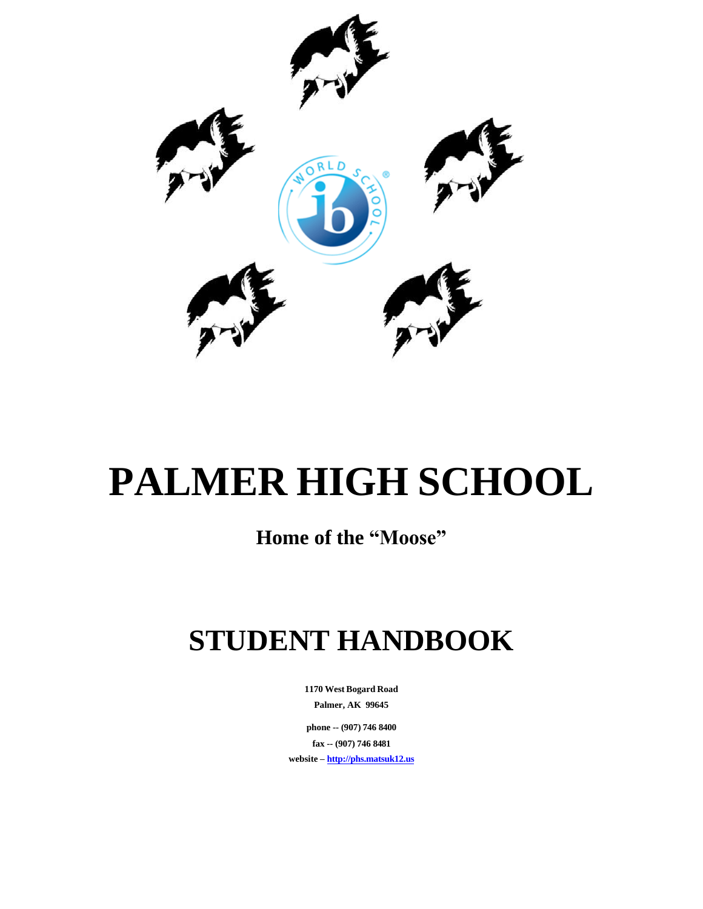# PALMER HIGH SCHOOL

## Home of the "Moose"

# STUDENT HANDBOOK

**1170 West Bogard Road**

**Palmer, AK 99645**

**phone -- (907) 746 8400**

**fax -- (907) 746 8481**

**website – http://phs.matsuk12.us**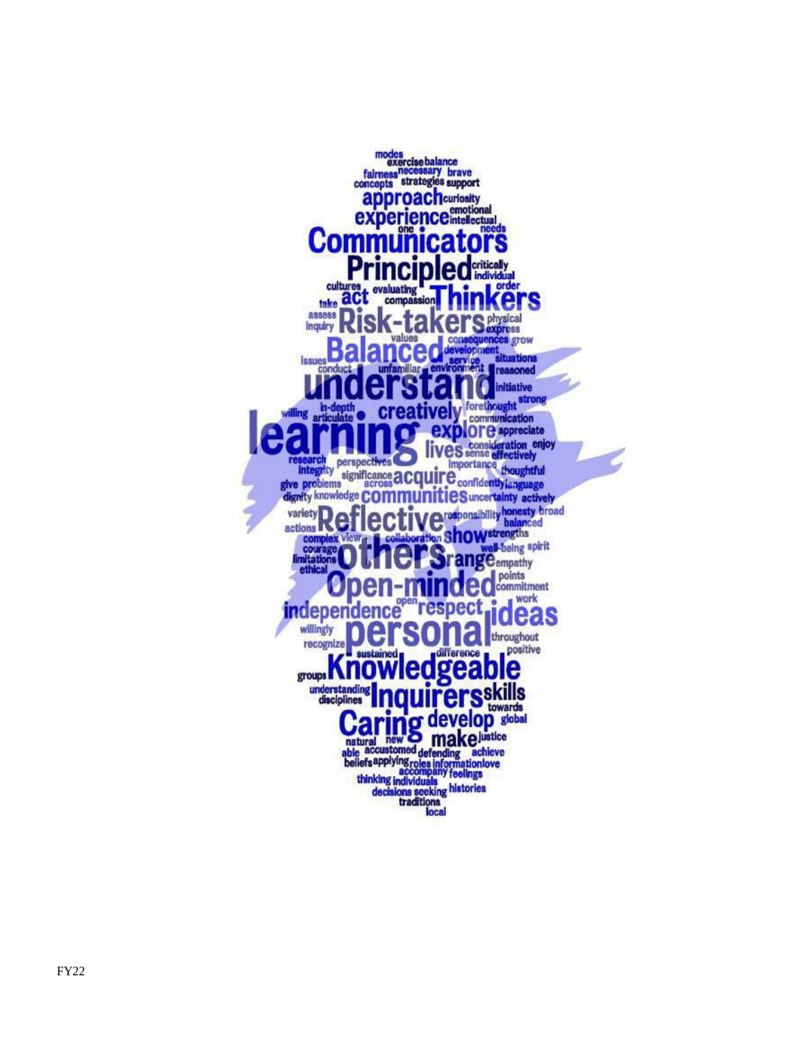modes
exercise balance
fairness necessary brave
concepts strategies support
approach curiosity
experience emotional intellectual
one needs
Communicators
Principled critically individual
cultures evaluating order
take act compassion Thinkers
assess inquiry Risk-takers physical express
values consequences grow
issues Balanced development
conduct unfamiliar service environment situations reasoned
understand initiative
willing in-depth articulate creatively forethought strong
communication
learning explore appreciate
lives consideration enjoy
research perspectives sense effectively
integrity importance thoughtful
give problems significance across acquire confidently language
dignity knowledge communities uncertainty actively
variety Reflective responsibility honesty broad balanced
actions complex view collaboration show strengths
courage limitations ethical others range well-being spirit
empathy
Open-minded points commitment
open work
independence respect ideas
willingly personal throughout
recognize sustained difference positive
groups Knowledgeable
understanding disciplines Inquirers skills towards
Caring develop global
natural new make justice
able accustomed defending achieve
beliefs applying roles information love
accompany feelings
thinking individuals
decisions seeking histories
traditions
local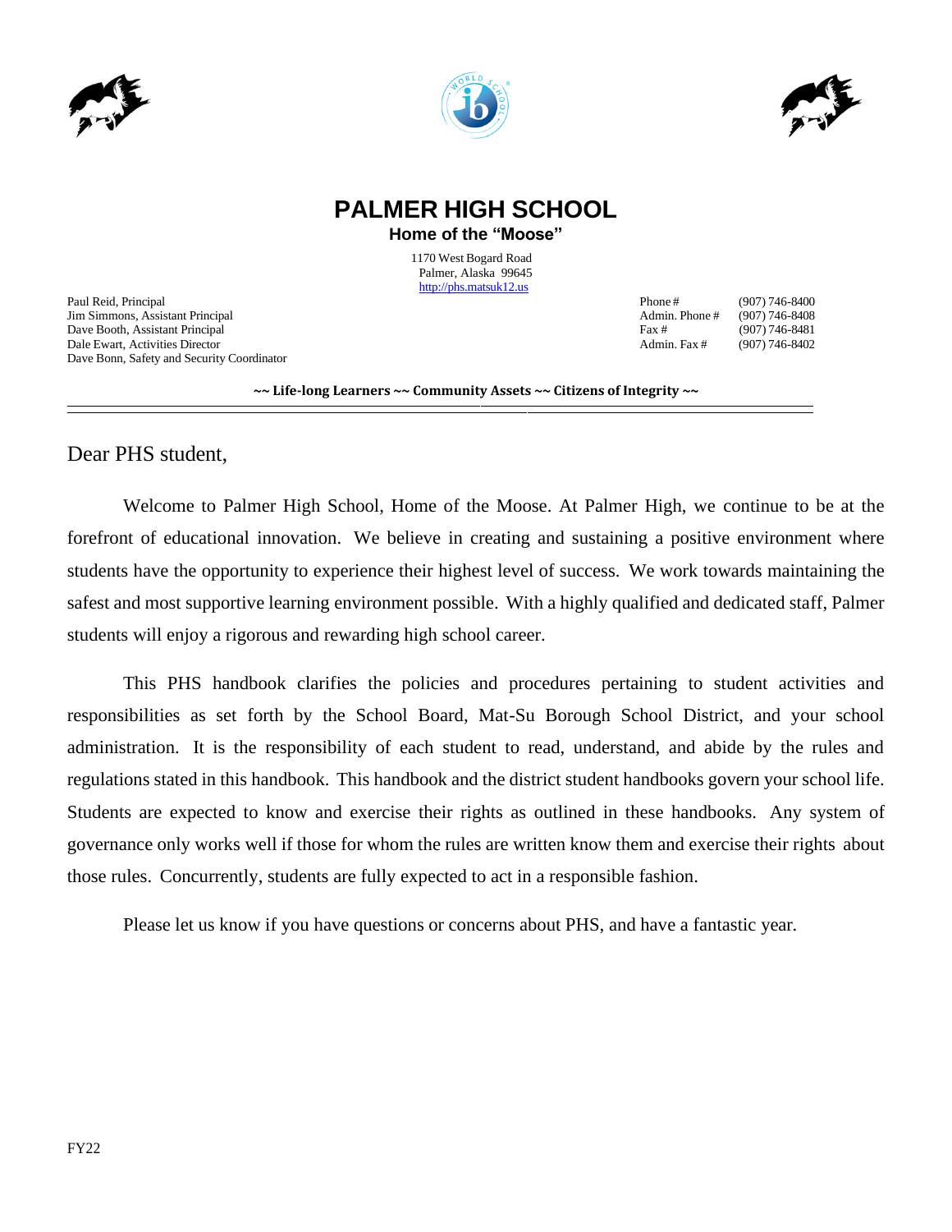# PALMER HIGH SCHOOL

**Home of the "Moose"**

1170 West Bogard Road
Palmer, Alaska 99645
http://phs.matsuk12.us

Paul Reid, Principal
Jim Simmons, Assistant Principal
Dave Booth, Assistant Principal
Dale Ewart, Activities Director
Dave Bonn, Safety and Security Coordinator

Phone # (907) 746-8400
Admin. Phone # (907) 746-8408
Fax # (907) 746-8481
Admin. Fax # (907) 746-8402

**~~ Life-long Learners ~~ Community Assets ~~ Citizens of Integrity ~~**

---

Dear PHS student,

Welcome to Palmer High School, Home of the Moose. At Palmer High, we continue to be at the forefront of educational innovation. We believe in creating and sustaining a positive environment where students have the opportunity to experience their highest level of success. We work towards maintaining the safest and most supportive learning environment possible. With a highly qualified and dedicated staff, Palmer students will enjoy a rigorous and rewarding high school career.

This PHS handbook clarifies the policies and procedures pertaining to student activities and responsibilities as set forth by the School Board, Mat-Su Borough School District, and your school administration. It is the responsibility of each student to read, understand, and abide by the rules and regulations stated in this handbook. This handbook and the district student handbooks govern your school life. Students are expected to know and exercise their rights as outlined in these handbooks. Any system of governance only works well if those for whom the rules are written know them and exercise their rights about those rules. Concurrently, students are fully expected to act in a responsible fashion.

Please let us know if you have questions or concerns about PHS, and have a fantastic year.

FY22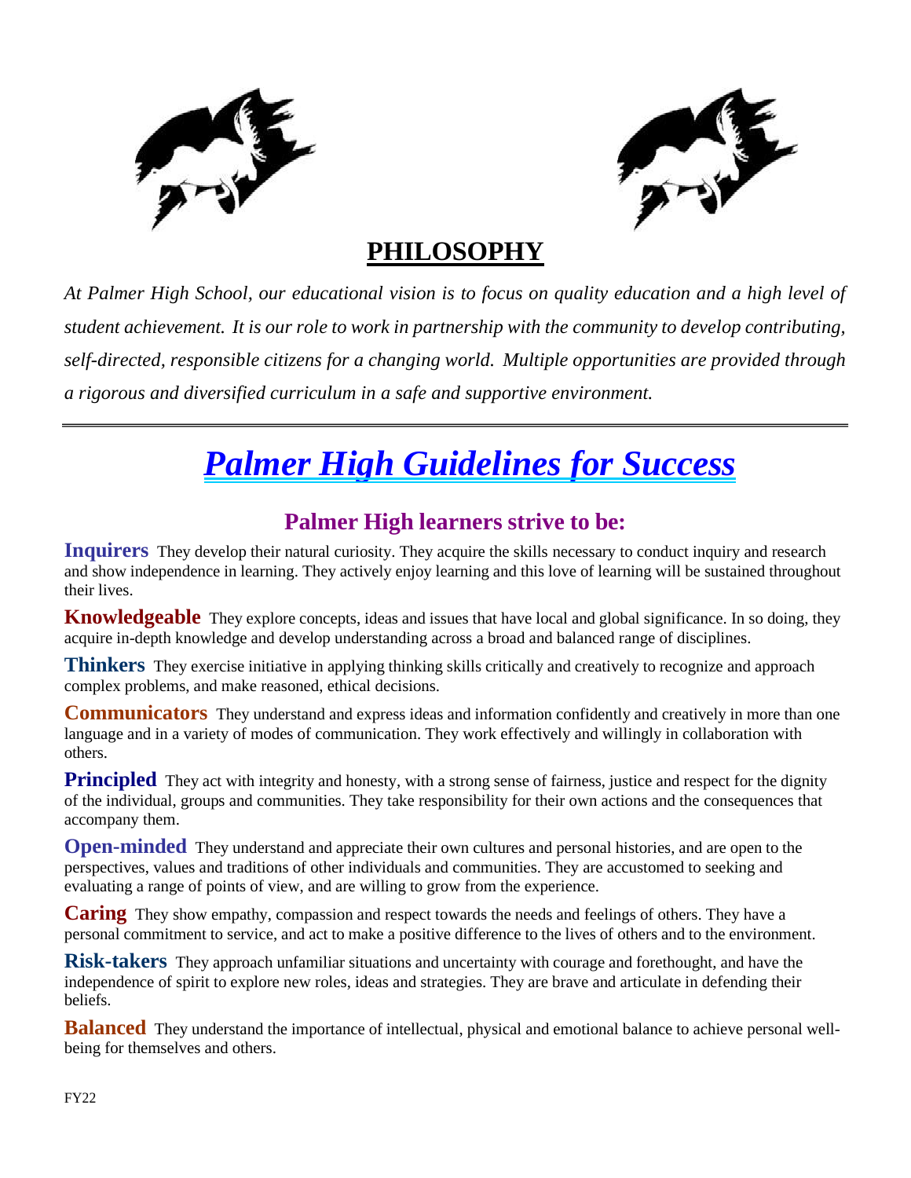# PHILOSOPHY

*At Palmer High School, our educational vision is to focus on quality education and a high level of student achievement. It is our role to work in partnership with the community to develop contributing, self-directed, responsible citizens for a changing world. Multiple opportunities are provided through a rigorous and diversified curriculum in a safe and supportive environment.*

---

# *Palmer High Guidelines for Success*

## Palmer High learners strive to be:

**Inquirers** They develop their natural curiosity. They acquire the skills necessary to conduct inquiry and research and show independence in learning. They actively enjoy learning and this love of learning will be sustained throughout their lives.

**Knowledgeable** They explore concepts, ideas and issues that have local and global significance. In so doing, they acquire in-depth knowledge and develop understanding across a broad and balanced range of disciplines.

**Thinkers** They exercise initiative in applying thinking skills critically and creatively to recognize and approach complex problems, and make reasoned, ethical decisions.

**Communicators** They understand and express ideas and information confidently and creatively in more than one language and in a variety of modes of communication. They work effectively and willingly in collaboration with others.

**Principled** They act with integrity and honesty, with a strong sense of fairness, justice and respect for the dignity of the individual, groups and communities. They take responsibility for their own actions and the consequences that accompany them.

**Open-minded** They understand and appreciate their own cultures and personal histories, and are open to the perspectives, values and traditions of other individuals and communities. They are accustomed to seeking and evaluating a range of points of view, and are willing to grow from the experience.

**Caring** They show empathy, compassion and respect towards the needs and feelings of others. They have a personal commitment to service, and act to make a positive difference to the lives of others and to the environment.

**Risk-takers** They approach unfamiliar situations and uncertainty with courage and forethought, and have the independence of spirit to explore new roles, ideas and strategies. They are brave and articulate in defending their beliefs.

**Balanced** They understand the importance of intellectual, physical and emotional balance to achieve personal well-being for themselves and others.

FY22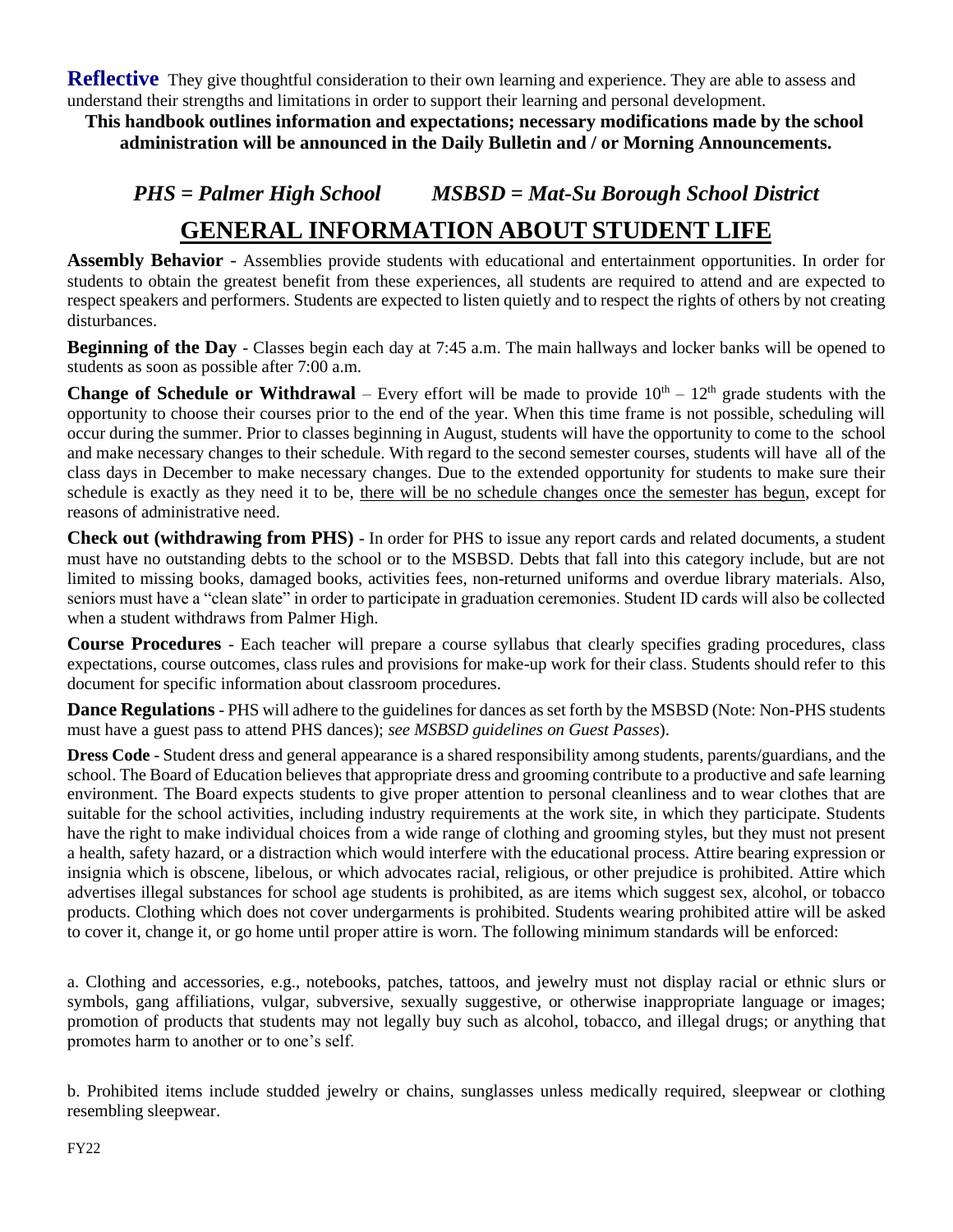**Reflective** They give thoughtful consideration to their own learning and experience. They are able to assess and understand their strengths and limitations in order to support their learning and personal development.

**This handbook outlines information and expectations; necessary modifications made by the school administration will be announced in the Daily Bulletin and / or Morning Announcements.**

***PHS = Palmer High School MSBSD = Mat-Su Borough School District***

# GENERAL INFORMATION ABOUT STUDENT LIFE

**Assembly Behavior** - Assemblies provide students with educational and entertainment opportunities. In order for students to obtain the greatest benefit from these experiences, all students are required to attend and are expected to respect speakers and performers. Students are expected to listen quietly and to respect the rights of others by not creating disturbances.

**Beginning of the Day** - Classes begin each day at 7:45 a.m. The main hallways and locker banks will be opened to students as soon as possible after 7:00 a.m.

**Change of Schedule or Withdrawal** – Every effort will be made to provide $10^{th}$ – $12^{th}$ grade students with the opportunity to choose their courses prior to the end of the year. When this time frame is not possible, scheduling will occur during the summer. Prior to classes beginning in August, students will have the opportunity to come to the school and make necessary changes to their schedule. With regard to the second semester courses, students will have all of the class days in December to make necessary changes. Due to the extended opportunity for students to make sure their schedule is exactly as they need it to be, <u>there will be no schedule changes once the semester has begun</u>, except for reasons of administrative need.

**Check out (withdrawing from PHS)** - In order for PHS to issue any report cards and related documents, a student must have no outstanding debts to the school or to the MSBSD. Debts that fall into this category include, but are not limited to missing books, damaged books, activities fees, non-returned uniforms and overdue library materials. Also, seniors must have a "clean slate" in order to participate in graduation ceremonies. Student ID cards will also be collected when a student withdraws from Palmer High.

**Course Procedures** - Each teacher will prepare a course syllabus that clearly specifies grading procedures, class expectations, course outcomes, class rules and provisions for make-up work for their class. Students should refer to this document for specific information about classroom procedures.

**Dance Regulations** - PHS will adhere to the guidelines for dances as set forth by the MSBSD (Note: Non-PHS students must have a guest pass to attend PHS dances); *see MSBSD guidelines on Guest Passes*).

**Dress Code** - Student dress and general appearance is a shared responsibility among students, parents/guardians, and the school. The Board of Education believes that appropriate dress and grooming contribute to a productive and safe learning environment. The Board expects students to give proper attention to personal cleanliness and to wear clothes that are suitable for the school activities, including industry requirements at the work site, in which they participate. Students have the right to make individual choices from a wide range of clothing and grooming styles, but they must not present a health, safety hazard, or a distraction which would interfere with the educational process. Attire bearing expression or insignia which is obscene, libelous, or which advocates racial, religious, or other prejudice is prohibited. Attire which advertises illegal substances for school age students is prohibited, as are items which suggest sex, alcohol, or tobacco products. Clothing which does not cover undergarments is prohibited. Students wearing prohibited attire will be asked to cover it, change it, or go home until proper attire is worn. The following minimum standards will be enforced:

a. Clothing and accessories, e.g., notebooks, patches, tattoos, and jewelry must not display racial or ethnic slurs or symbols, gang affiliations, vulgar, subversive, sexually suggestive, or otherwise inappropriate language or images; promotion of products that students may not legally buy such as alcohol, tobacco, and illegal drugs; or anything that promotes harm to another or to one's self.

b. Prohibited items include studded jewelry or chains, sunglasses unless medically required, sleepwear or clothing resembling sleepwear.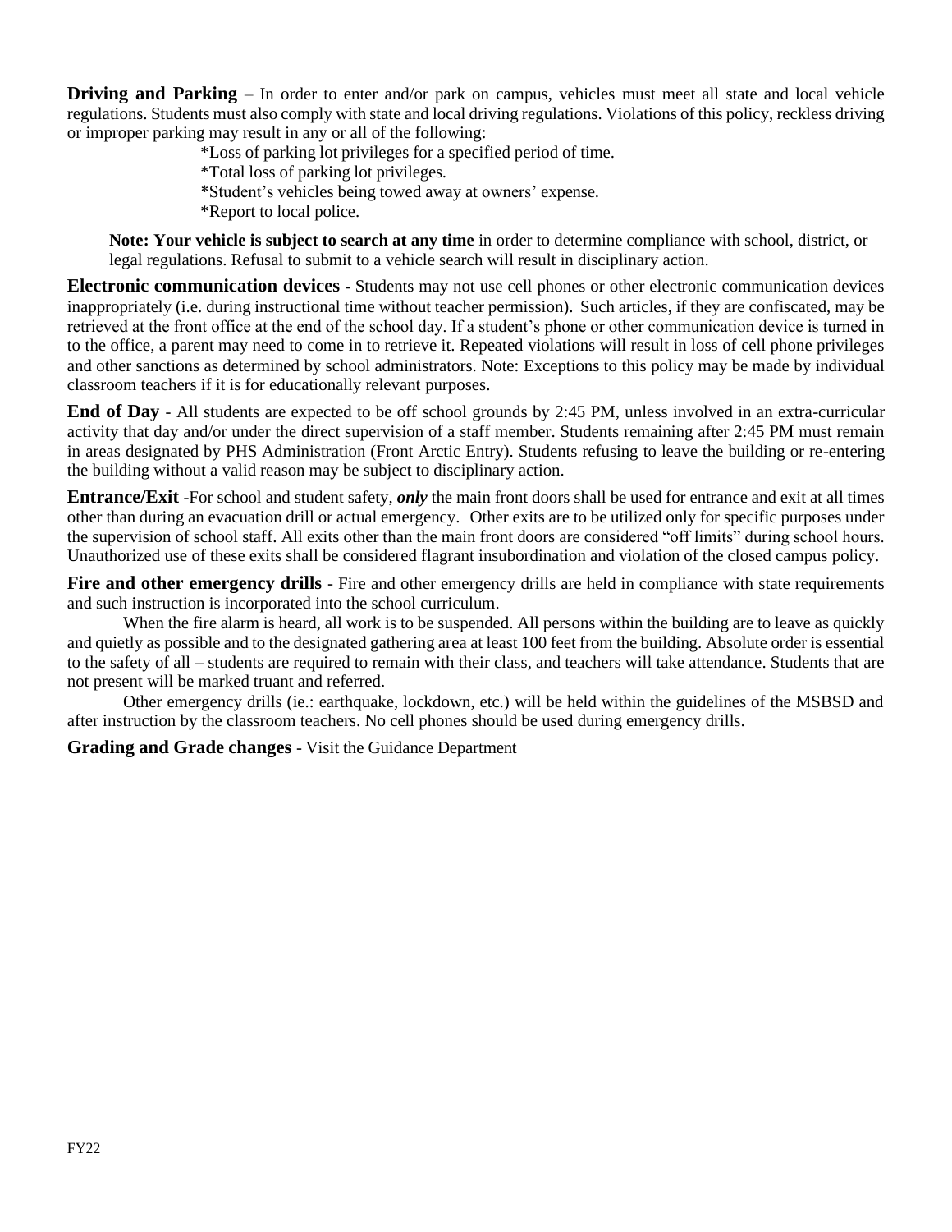**Driving and Parking** – In order to enter and/or park on campus, vehicles must meet all state and local vehicle regulations. Students must also comply with state and local driving regulations. Violations of this policy, reckless driving or improper parking may result in any or all of the following:

*Loss of parking lot privileges for a specified period of time.
*Total loss of parking lot privileges.
*Student's vehicles being towed away at owners' expense.
*Report to local police.

**Note: Your vehicle is subject to search at any time** in order to determine compliance with school, district, or legal regulations. Refusal to submit to a vehicle search will result in disciplinary action.

**Electronic communication devices** - Students may not use cell phones or other electronic communication devices inappropriately (i.e. during instructional time without teacher permission). Such articles, if they are confiscated, may be retrieved at the front office at the end of the school day. If a student's phone or other communication device is turned in to the office, a parent may need to come in to retrieve it. Repeated violations will result in loss of cell phone privileges and other sanctions as determined by school administrators. Note: Exceptions to this policy may be made by individual classroom teachers if it is for educationally relevant purposes.

**End of Day** - All students are expected to be off school grounds by 2:45 PM, unless involved in an extra-curricular activity that day and/or under the direct supervision of a staff member. Students remaining after 2:45 PM must remain in areas designated by PHS Administration (Front Arctic Entry). Students refusing to leave the building or re-entering the building without a valid reason may be subject to disciplinary action.

**Entrance/Exit** -For school and student safety, ***only*** the main front doors shall be used for entrance and exit at all times other than during an evacuation drill or actual emergency. Other exits are to be utilized only for specific purposes under the supervision of school staff. All exits other than the main front doors are considered "off limits" during school hours. Unauthorized use of these exits shall be considered flagrant insubordination and violation of the closed campus policy.

**Fire and other emergency drills** - Fire and other emergency drills are held in compliance with state requirements and such instruction is incorporated into the school curriculum.

When the fire alarm is heard, all work is to be suspended. All persons within the building are to leave as quickly and quietly as possible and to the designated gathering area at least 100 feet from the building. Absolute order is essential to the safety of all – students are required to remain with their class, and teachers will take attendance. Students that are not present will be marked truant and referred.

Other emergency drills (ie.: earthquake, lockdown, etc.) will be held within the guidelines of the MSBSD and after instruction by the classroom teachers. No cell phones should be used during emergency drills.

**Grading and Grade changes** - Visit the Guidance Department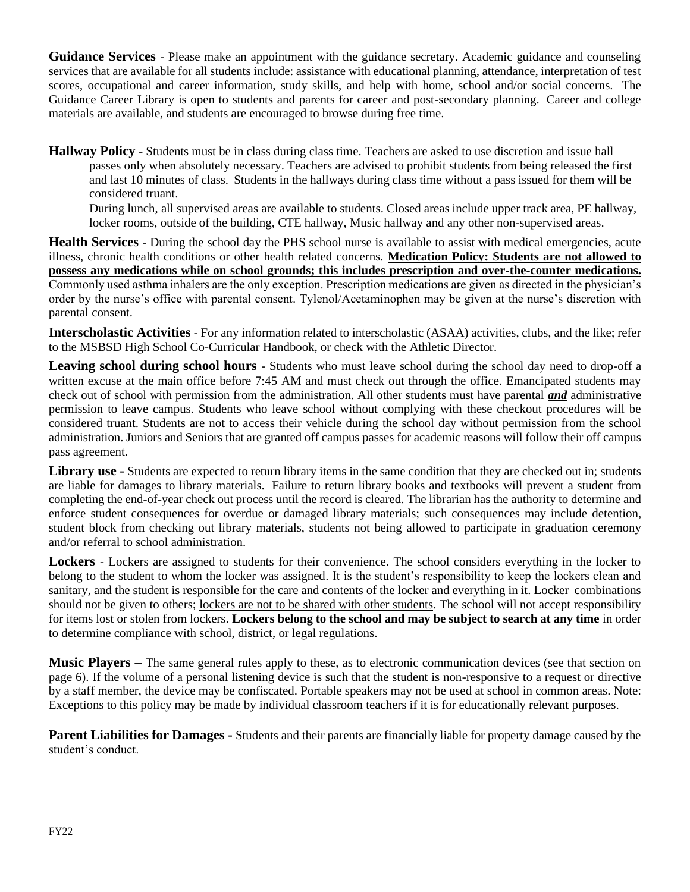**Guidance Services** - Please make an appointment with the guidance secretary. Academic guidance and counseling services that are available for all students include: assistance with educational planning, attendance, interpretation of test scores, occupational and career information, study skills, and help with home, school and/or social concerns. The Guidance Career Library is open to students and parents for career and post-secondary planning. Career and college materials are available, and students are encouraged to browse during free time.

**Hallway Policy** - Students must be in class during class time. Teachers are asked to use discretion and issue hall passes only when absolutely necessary. Teachers are advised to prohibit students from being released the first and last 10 minutes of class. Students in the hallways during class time without a pass issued for them will be considered truant.

During lunch, all supervised areas are available to students. Closed areas include upper track area, PE hallway, locker rooms, outside of the building, CTE hallway, Music hallway and any other non-supervised areas.

**Health Services** - During the school day the PHS school nurse is available to assist with medical emergencies, acute illness, chronic health conditions or other health related concerns. **Medication Policy: Students are not allowed to possess any medications while on school grounds; this includes prescription and over-the-counter medications.** Commonly used asthma inhalers are the only exception. Prescription medications are given as directed in the physician's order by the nurse's office with parental consent. Tylenol/Acetaminophen may be given at the nurse's discretion with parental consent.

**Interscholastic Activities** - For any information related to interscholastic (ASAA) activities, clubs, and the like; refer to the MSBSD High School Co-Curricular Handbook, or check with the Athletic Director.

**Leaving school during school hours** - Students who must leave school during the school day need to drop-off a written excuse at the main office before 7:45 AM and must check out through the office. Emancipated students may check out of school with permission from the administration. All other students must have parental ***and*** administrative permission to leave campus. Students who leave school without complying with these checkout procedures will be considered truant. Students are not to access their vehicle during the school day without permission from the school administration. Juniors and Seniors that are granted off campus passes for academic reasons will follow their off campus pass agreement.

**Library use -** Students are expected to return library items in the same condition that they are checked out in; students are liable for damages to library materials. Failure to return library books and textbooks will prevent a student from completing the end-of-year check out process until the record is cleared. The librarian has the authority to determine and enforce student consequences for overdue or damaged library materials; such consequences may include detention, student block from checking out library materials, students not being allowed to participate in graduation ceremony and/or referral to school administration.

**Lockers** - Lockers are assigned to students for their convenience. The school considers everything in the locker to belong to the student to whom the locker was assigned. It is the student's responsibility to keep the lockers clean and sanitary, and the student is responsible for the care and contents of the locker and everything in it. Locker combinations should not be given to others; lockers are not to be shared with other students. The school will not accept responsibility for items lost or stolen from lockers. **Lockers belong to the school and may be subject to search at any time** in order to determine compliance with school, district, or legal regulations.

**Music Players –** The same general rules apply to these, as to electronic communication devices (see that section on page 6). If the volume of a personal listening device is such that the student is non-responsive to a request or directive by a staff member, the device may be confiscated. Portable speakers may not be used at school in common areas. Note: Exceptions to this policy may be made by individual classroom teachers if it is for educationally relevant purposes.

**Parent Liabilities for Damages -** Students and their parents are financially liable for property damage caused by the student's conduct.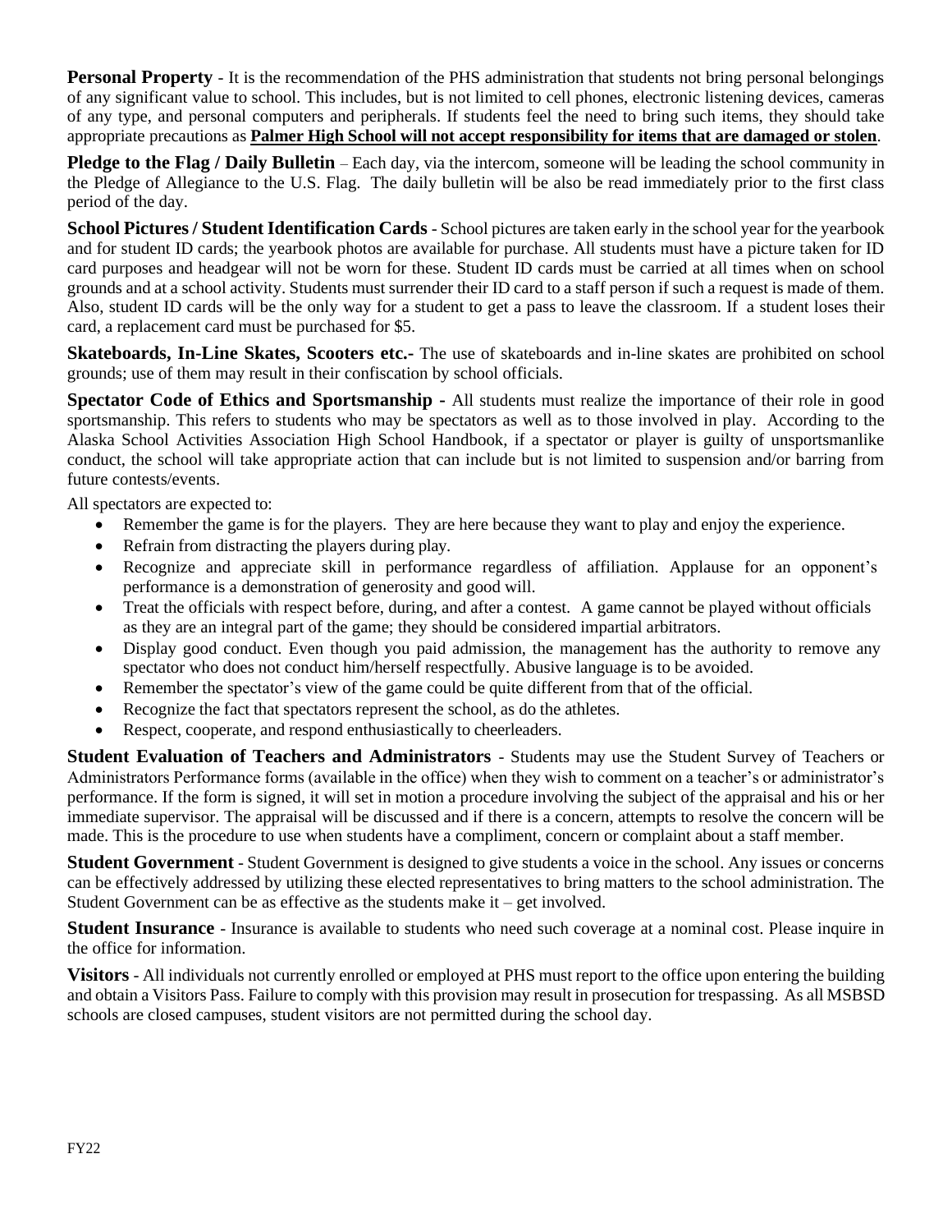**Personal Property** - It is the recommendation of the PHS administration that students not bring personal belongings of any significant value to school. This includes, but is not limited to cell phones, electronic listening devices, cameras of any type, and personal computers and peripherals. If students feel the need to bring such items, they should take appropriate precautions as **Palmer High School will not accept responsibility for items that are damaged or stolen**.

**Pledge to the Flag / Daily Bulletin** – Each day, via the intercom, someone will be leading the school community in the Pledge of Allegiance to the U.S. Flag. The daily bulletin will be also be read immediately prior to the first class period of the day.

**School Pictures / Student Identification Cards** - School pictures are taken early in the school year for the yearbook and for student ID cards; the yearbook photos are available for purchase. All students must have a picture taken for ID card purposes and headgear will not be worn for these. Student ID cards must be carried at all times when on school grounds and at a school activity. Students must surrender their ID card to a staff person if such a request is made of them. Also, student ID cards will be the only way for a student to get a pass to leave the classroom. If a student loses their card, a replacement card must be purchased for $5.

**Skateboards, In-Line Skates, Scooters etc.-** The use of skateboards and in-line skates are prohibited on school grounds; use of them may result in their confiscation by school officials.

**Spectator Code of Ethics and Sportsmanship -** All students must realize the importance of their role in good sportsmanship. This refers to students who may be spectators as well as to those involved in play. According to the Alaska School Activities Association High School Handbook, if a spectator or player is guilty of unsportsmanlike conduct, the school will take appropriate action that can include but is not limited to suspension and/or barring from future contests/events.

All spectators are expected to:

- Remember the game is for the players. They are here because they want to play and enjoy the experience.
- Refrain from distracting the players during play.
- Recognize and appreciate skill in performance regardless of affiliation. Applause for an opponent's performance is a demonstration of generosity and good will.
- Treat the officials with respect before, during, and after a contest. A game cannot be played without officials as they are an integral part of the game; they should be considered impartial arbitrators.
- Display good conduct. Even though you paid admission, the management has the authority to remove any spectator who does not conduct him/herself respectfully. Abusive language is to be avoided.
- Remember the spectator's view of the game could be quite different from that of the official.
- Recognize the fact that spectators represent the school, as do the athletes.
- Respect, cooperate, and respond enthusiastically to cheerleaders.

**Student Evaluation of Teachers and Administrators** - Students may use the Student Survey of Teachers or Administrators Performance forms (available in the office) when they wish to comment on a teacher's or administrator's performance. If the form is signed, it will set in motion a procedure involving the subject of the appraisal and his or her immediate supervisor. The appraisal will be discussed and if there is a concern, attempts to resolve the concern will be made. This is the procedure to use when students have a compliment, concern or complaint about a staff member.

**Student Government** - Student Government is designed to give students a voice in the school. Any issues or concerns can be effectively addressed by utilizing these elected representatives to bring matters to the school administration. The Student Government can be as effective as the students make it – get involved.

**Student Insurance** - Insurance is available to students who need such coverage at a nominal cost. Please inquire in the office for information.

**Visitors** - All individuals not currently enrolled or employed at PHS must report to the office upon entering the building and obtain a Visitors Pass. Failure to comply with this provision may result in prosecution for trespassing. As all MSBSD schools are closed campuses, student visitors are not permitted during the school day.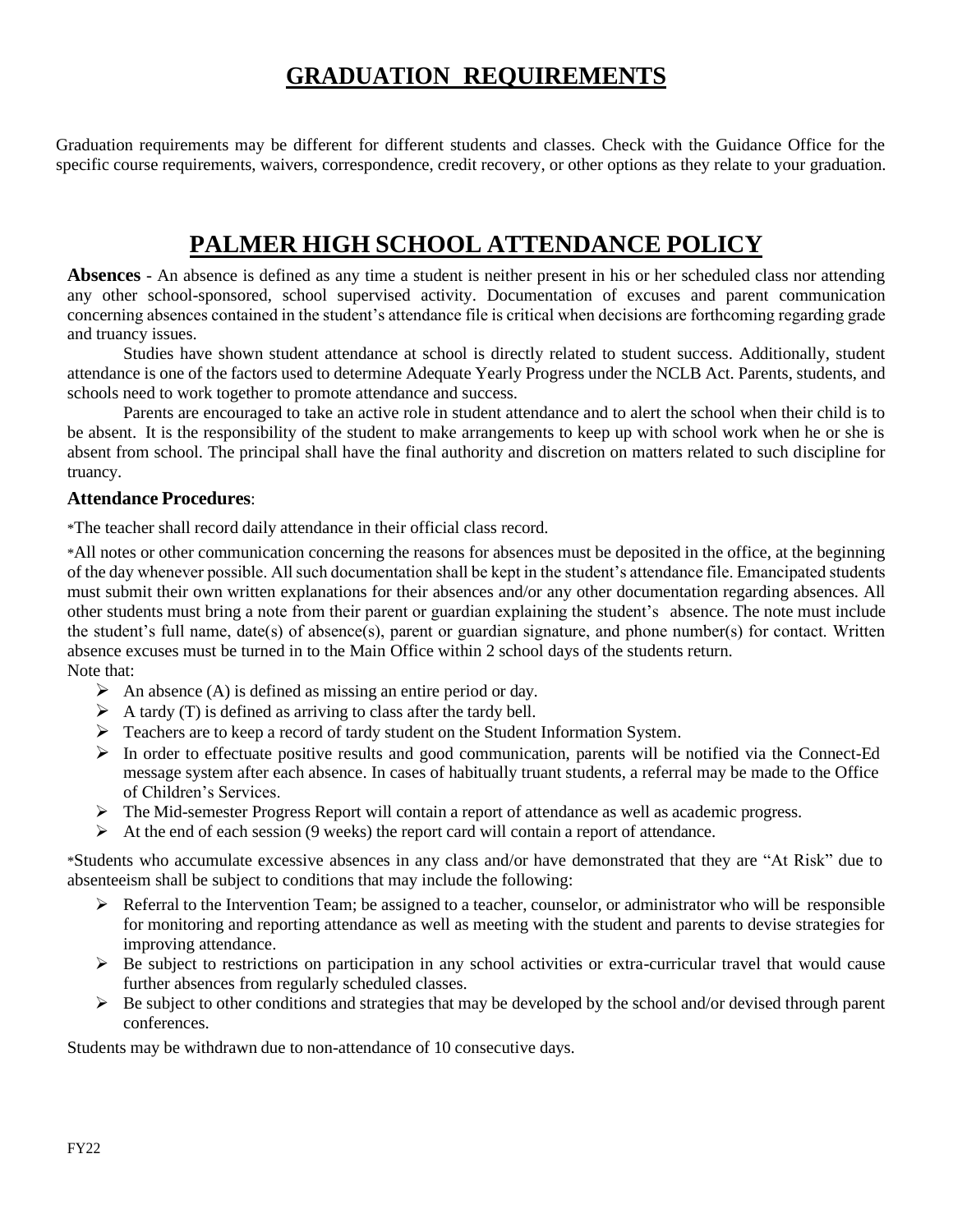# GRADUATION REQUIREMENTS

Graduation requirements may be different for different students and classes. Check with the Guidance Office for the specific course requirements, waivers, correspondence, credit recovery, or other options as they relate to your graduation.

# PALMER HIGH SCHOOL ATTENDANCE POLICY

**Absences** - An absence is defined as any time a student is neither present in his or her scheduled class nor attending any other school-sponsored, school supervised activity. Documentation of excuses and parent communication concerning absences contained in the student's attendance file is critical when decisions are forthcoming regarding grade and truancy issues.

Studies have shown student attendance at school is directly related to student success. Additionally, student attendance is one of the factors used to determine Adequate Yearly Progress under the NCLB Act. Parents, students, and schools need to work together to promote attendance and success.

Parents are encouraged to take an active role in student attendance and to alert the school when their child is to be absent. It is the responsibility of the student to make arrangements to keep up with school work when he or she is absent from school. The principal shall have the final authority and discretion on matters related to such discipline for truancy.

### Attendance Procedures:

*The teacher shall record daily attendance in their official class record.

*All notes or other communication concerning the reasons for absences must be deposited in the office, at the beginning of the day whenever possible. All such documentation shall be kept in the student's attendance file. Emancipated students must submit their own written explanations for their absences and/or any other documentation regarding absences. All other students must bring a note from their parent or guardian explaining the student's absence. The note must include the student's full name, date(s) of absence(s), parent or guardian signature, and phone number(s) for contact. Written absence excuses must be turned in to the Main Office within 2 school days of the students return.

Note that:

- An absence (A) is defined as missing an entire period or day.
- A tardy (T) is defined as arriving to class after the tardy bell.
- Teachers are to keep a record of tardy student on the Student Information System.
- In order to effectuate positive results and good communication, parents will be notified via the Connect-Ed message system after each absence. In cases of habitually truant students, a referral may be made to the Office of Children's Services.
- The Mid-semester Progress Report will contain a report of attendance as well as academic progress.
- At the end of each session (9 weeks) the report card will contain a report of attendance.

*Students who accumulate excessive absences in any class and/or have demonstrated that they are "At Risk" due to absenteeism shall be subject to conditions that may include the following:

- Referral to the Intervention Team; be assigned to a teacher, counselor, or administrator who will be responsible for monitoring and reporting attendance as well as meeting with the student and parents to devise strategies for improving attendance.
- Be subject to restrictions on participation in any school activities or extra-curricular travel that would cause further absences from regularly scheduled classes.
- Be subject to other conditions and strategies that may be developed by the school and/or devised through parent conferences.

Students may be withdrawn due to non-attendance of 10 consecutive days.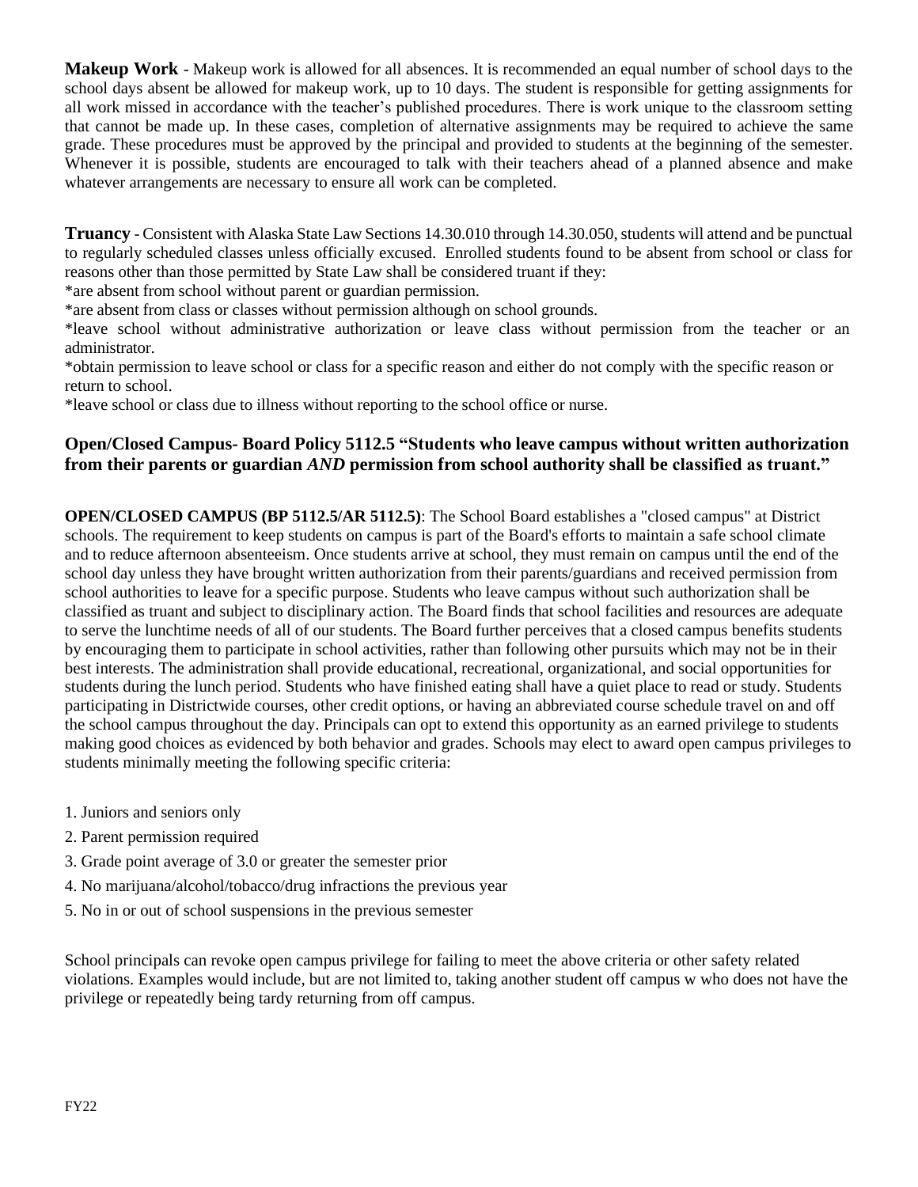**Makeup Work** - Makeup work is allowed for all absences. It is recommended an equal number of school days to the school days absent be allowed for makeup work, up to 10 days. The student is responsible for getting assignments for all work missed in accordance with the teacher's published procedures. There is work unique to the classroom setting that cannot be made up. In these cases, completion of alternative assignments may be required to achieve the same grade. These procedures must be approved by the principal and provided to students at the beginning of the semester. Whenever it is possible, students are encouraged to talk with their teachers ahead of a planned absence and make whatever arrangements are necessary to ensure all work can be completed.

**Truancy** - Consistent with Alaska State Law Sections 14.30.010 through 14.30.050, students will attend and be punctual to regularly scheduled classes unless officially excused. Enrolled students found to be absent from school or class for reasons other than those permitted by State Law shall be considered truant if they:

*are absent from school without parent or guardian permission.

*are absent from class or classes without permission although on school grounds.

*leave school without administrative authorization or leave class without permission from the teacher or an administrator.

*obtain permission to leave school or class for a specific reason and either do not comply with the specific reason or return to school.

*leave school or class due to illness without reporting to the school office or nurse.

### Open/Closed Campus- Board Policy 5112.5 "Students who leave campus without written authorization from their parents or guardian *AND* permission from school authority shall be classified as truant."

**OPEN/CLOSED CAMPUS (BP 5112.5/AR 5112.5)**: The School Board establishes a "closed campus" at District schools. The requirement to keep students on campus is part of the Board's efforts to maintain a safe school climate and to reduce afternoon absenteeism. Once students arrive at school, they must remain on campus until the end of the school day unless they have brought written authorization from their parents/guardians and received permission from school authorities to leave for a specific purpose. Students who leave campus without such authorization shall be classified as truant and subject to disciplinary action. The Board finds that school facilities and resources are adequate to serve the lunchtime needs of all of our students. The Board further perceives that a closed campus benefits students by encouraging them to participate in school activities, rather than following other pursuits which may not be in their best interests. The administration shall provide educational, recreational, organizational, and social opportunities for students during the lunch period. Students who have finished eating shall have a quiet place to read or study. Students participating in Districtwide courses, other credit options, or having an abbreviated course schedule travel on and off the school campus throughout the day. Principals can opt to extend this opportunity as an earned privilege to students making good choices as evidenced by both behavior and grades. Schools may elect to award open campus privileges to students minimally meeting the following specific criteria:

1. Juniors and seniors only
2. Parent permission required
3. Grade point average of 3.0 or greater the semester prior
4. No marijuana/alcohol/tobacco/drug infractions the previous year
5. No in or out of school suspensions in the previous semester

School principals can revoke open campus privilege for failing to meet the above criteria or other safety related violations. Examples would include, but are not limited to, taking another student off campus w who does not have the privilege or repeatedly being tardy returning from off campus.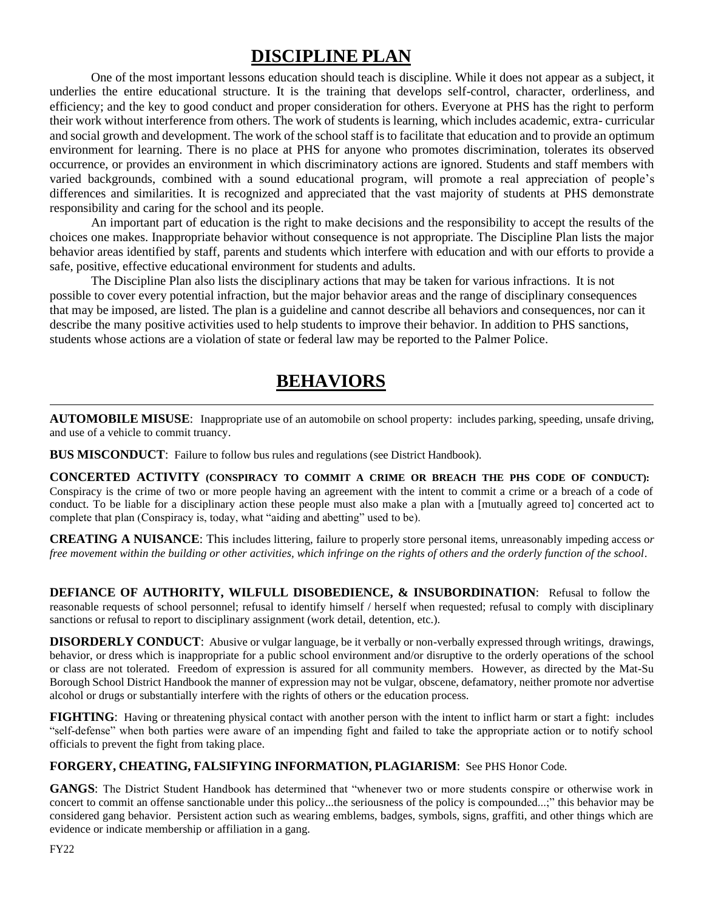# DISCIPLINE PLAN

One of the most important lessons education should teach is discipline. While it does not appear as a subject, it underlies the entire educational structure. It is the training that develops self-control, character, orderliness, and efficiency; and the key to good conduct and proper consideration for others. Everyone at PHS has the right to perform their work without interference from others. The work of students is learning, which includes academic, extra- curricular and social growth and development. The work of the school staff is to facilitate that education and to provide an optimum environment for learning. There is no place at PHS for anyone who promotes discrimination, tolerates its observed occurrence, or provides an environment in which discriminatory actions are ignored. Students and staff members with varied backgrounds, combined with a sound educational program, will promote a real appreciation of people's differences and similarities. It is recognized and appreciated that the vast majority of students at PHS demonstrate responsibility and caring for the school and its people.

An important part of education is the right to make decisions and the responsibility to accept the results of the choices one makes. Inappropriate behavior without consequence is not appropriate. The Discipline Plan lists the major behavior areas identified by staff, parents and students which interfere with education and with our efforts to provide a safe, positive, effective educational environment for students and adults.

The Discipline Plan also lists the disciplinary actions that may be taken for various infractions. It is not possible to cover every potential infraction, but the major behavior areas and the range of disciplinary consequences that may be imposed, are listed. The plan is a guideline and cannot describe all behaviors and consequences, nor can it describe the many positive activities used to help students to improve their behavior. In addition to PHS sanctions, students whose actions are a violation of state or federal law may be reported to the Palmer Police.

# BEHAVIORS

---

**AUTOMOBILE MISUSE**: Inappropriate use of an automobile on school property: includes parking, speeding, unsafe driving, and use of a vehicle to commit truancy.

**BUS MISCONDUCT**: Failure to follow bus rules and regulations (see District Handbook).

**CONCERTED ACTIVITY (CONSPIRACY TO COMMIT A CRIME OR BREACH THE PHS CODE OF CONDUCT):** Conspiracy is the crime of two or more people having an agreement with the intent to commit a crime or a breach of a code of conduct. To be liable for a disciplinary action these people must also make a plan with a [mutually agreed to] concerted act to complete that plan (Conspiracy is, today, what "aiding and abetting" used to be).

**CREATING A NUISANCE**: This includes littering, failure to properly store personal items, unreasonably impeding access *or free movement within the building or other activities, which infringe on the rights of others and the orderly function of the school*.

**DEFIANCE OF AUTHORITY, WILFULL DISOBEDIENCE, & INSUBORDINATION**: Refusal to follow the reasonable requests of school personnel; refusal to identify himself / herself when requested; refusal to comply with disciplinary sanctions or refusal to report to disciplinary assignment (work detail, detention, etc.).

**DISORDERLY CONDUCT**: Abusive or vulgar language, be it verbally or non-verbally expressed through writings, drawings, behavior, or dress which is inappropriate for a public school environment and/or disruptive to the orderly operations of the school or class are not tolerated. Freedom of expression is assured for all community members. However, as directed by the Mat-Su Borough School District Handbook the manner of expression may not be vulgar, obscene, defamatory, neither promote nor advertise alcohol or drugs or substantially interfere with the rights of others or the education process.

**FIGHTING**: Having or threatening physical contact with another person with the intent to inflict harm or start a fight: includes "self-defense" when both parties were aware of an impending fight and failed to take the appropriate action or to notify school officials to prevent the fight from taking place.

**FORGERY, CHEATING, FALSIFYING INFORMATION, PLAGIARISM**: See PHS Honor Code.

**GANGS**: The District Student Handbook has determined that "whenever two or more students conspire or otherwise work in concert to commit an offense sanctionable under this policy...the seriousness of the policy is compounded...;" this behavior may be considered gang behavior. Persistent action such as wearing emblems, badges, symbols, signs, graffiti, and other things which are evidence or indicate membership or affiliation in a gang.

FY22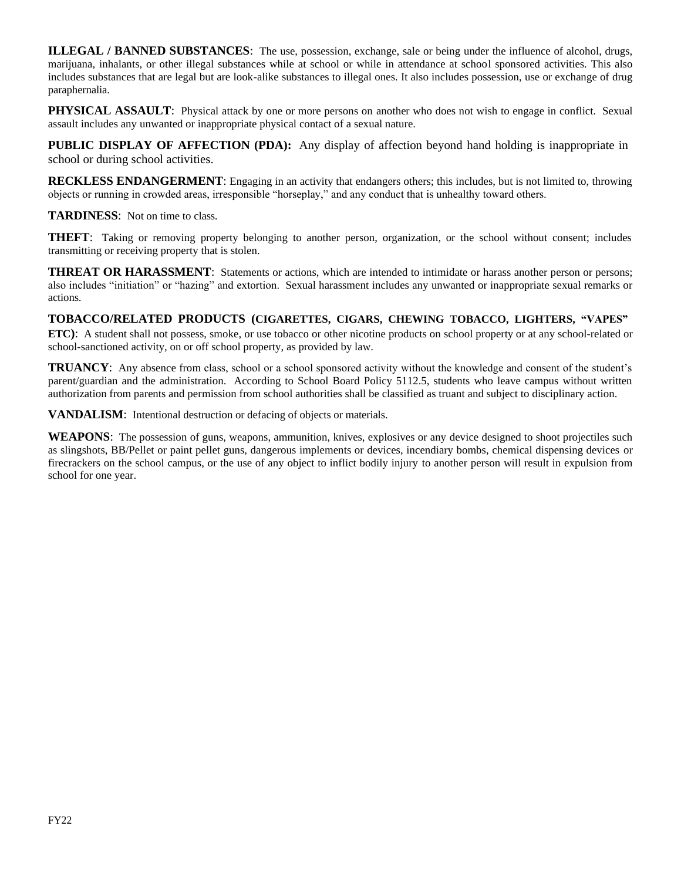**ILLEGAL / BANNED SUBSTANCES**: The use, possession, exchange, sale or being under the influence of alcohol, drugs, marijuana, inhalants, or other illegal substances while at school or while in attendance at school sponsored activities. This also includes substances that are legal but are look-alike substances to illegal ones. It also includes possession, use or exchange of drug paraphernalia.

**PHYSICAL ASSAULT**: Physical attack by one or more persons on another who does not wish to engage in conflict. Sexual assault includes any unwanted or inappropriate physical contact of a sexual nature.

**PUBLIC DISPLAY OF AFFECTION (PDA):** Any display of affection beyond hand holding is inappropriate in school or during school activities.

**RECKLESS ENDANGERMENT**: Engaging in an activity that endangers others; this includes, but is not limited to, throwing objects or running in crowded areas, irresponsible "horseplay," and any conduct that is unhealthy toward others.

**TARDINESS**: Not on time to class.

**THEFT**: Taking or removing property belonging to another person, organization, or the school without consent; includes transmitting or receiving property that is stolen.

**THREAT OR HARASSMENT**: Statements or actions, which are intended to intimidate or harass another person or persons; also includes "initiation" or "hazing" and extortion. Sexual harassment includes any unwanted or inappropriate sexual remarks or actions.

**TOBACCO/RELATED PRODUCTS (CIGARETTES, CIGARS, CHEWING TOBACCO, LIGHTERS, "VAPES" ETC)**: A student shall not possess, smoke, or use tobacco or other nicotine products on school property or at any school-related or school-sanctioned activity, on or off school property, as provided by law.

**TRUANCY**: Any absence from class, school or a school sponsored activity without the knowledge and consent of the student's parent/guardian and the administration. According to School Board Policy 5112.5, students who leave campus without written authorization from parents and permission from school authorities shall be classified as truant and subject to disciplinary action.

**VANDALISM**: Intentional destruction or defacing of objects or materials.

**WEAPONS**: The possession of guns, weapons, ammunition, knives, explosives or any device designed to shoot projectiles such as slingshots, BB/Pellet or paint pellet guns, dangerous implements or devices, incendiary bombs, chemical dispensing devices or firecrackers on the school campus, or the use of any object to inflict bodily injury to another person will result in expulsion from school for one year.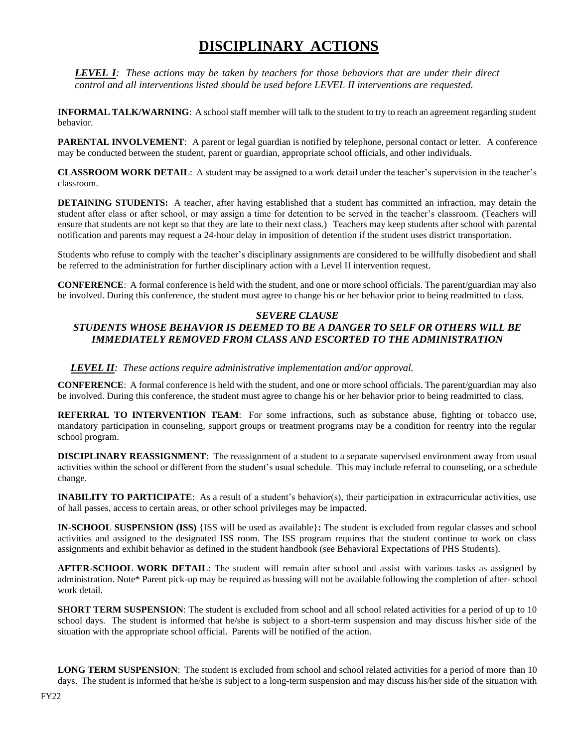# DISCIPLINARY ACTIONS

***LEVEL I****: These actions may be taken by teachers for those behaviors that are under their direct control and all interventions listed should be used before LEVEL II interventions are requested.*

**INFORMAL TALK/WARNING**: A school staff member will talk to the student to try to reach an agreement regarding student behavior.

**PARENTAL INVOLVEMENT**: A parent or legal guardian is notified by telephone, personal contact or letter. A conference may be conducted between the student, parent or guardian, appropriate school officials, and other individuals.

**CLASSROOM WORK DETAIL**: A student may be assigned to a work detail under the teacher's supervision in the teacher's classroom.

**DETAINING STUDENTS:** A teacher, after having established that a student has committed an infraction, may detain the student after class or after school, or may assign a time for detention to be served in the teacher's classroom. (Teachers will ensure that students are not kept so that they are late to their next class.) Teachers may keep students after school with parental notification and parents may request a 24-hour delay in imposition of detention if the student uses district transportation.

Students who refuse to comply with the teacher's disciplinary assignments are considered to be willfully disobedient and shall be referred to the administration for further disciplinary action with a Level II intervention request.

**CONFERENCE**: A formal conference is held with the student, and one or more school officials. The parent/guardian may also be involved. During this conference, the student must agree to change his or her behavior prior to being readmitted to class.

***SEVERE CLAUSE***

***STUDENTS WHOSE BEHAVIOR IS DEEMED TO BE A DANGER TO SELF OR OTHERS WILL BE IMMEDIATELY REMOVED FROM CLASS AND ESCORTED TO THE ADMINISTRATION***

***LEVEL II****: These actions require administrative implementation and/or approval.*

**CONFERENCE**: A formal conference is held with the student, and one or more school officials. The parent/guardian may also be involved. During this conference, the student must agree to change his or her behavior prior to being readmitted to class.

**REFERRAL TO INTERVENTION TEAM**: For some infractions, such as substance abuse, fighting or tobacco use, mandatory participation in counseling, support groups or treatment programs may be a condition for reentry into the regular school program.

**DISCIPLINARY REASSIGNMENT**: The reassignment of a student to a separate supervised environment away from usual activities within the school or different from the student's usual schedule. This may include referral to counseling, or a schedule change.

**INABILITY TO PARTICIPATE**: As a result of a student's behavior(s), their participation in extracurricular activities, use of hall passes, access to certain areas, or other school privileges may be impacted.

**IN-SCHOOL SUSPENSION (ISS)** {ISS will be used as available}**:** The student is excluded from regular classes and school activities and assigned to the designated ISS room. The ISS program requires that the student continue to work on class assignments and exhibit behavior as defined in the student handbook (see Behavioral Expectations of PHS Students).

**AFTER-SCHOOL WORK DETAIL**: The student will remain after school and assist with various tasks as assigned by administration. Note* Parent pick-up may be required as bussing will not be available following the completion of after- school work detail.

**SHORT TERM SUSPENSION**: The student is excluded from school and all school related activities for a period of up to 10 school days. The student is informed that he/she is subject to a short-term suspension and may discuss his/her side of the situation with the appropriate school official. Parents will be notified of the action.

**LONG TERM SUSPENSION**: The student is excluded from school and school related activities for a period of more than 10 days. The student is informed that he/she is subject to a long-term suspension and may discuss his/her side of the situation with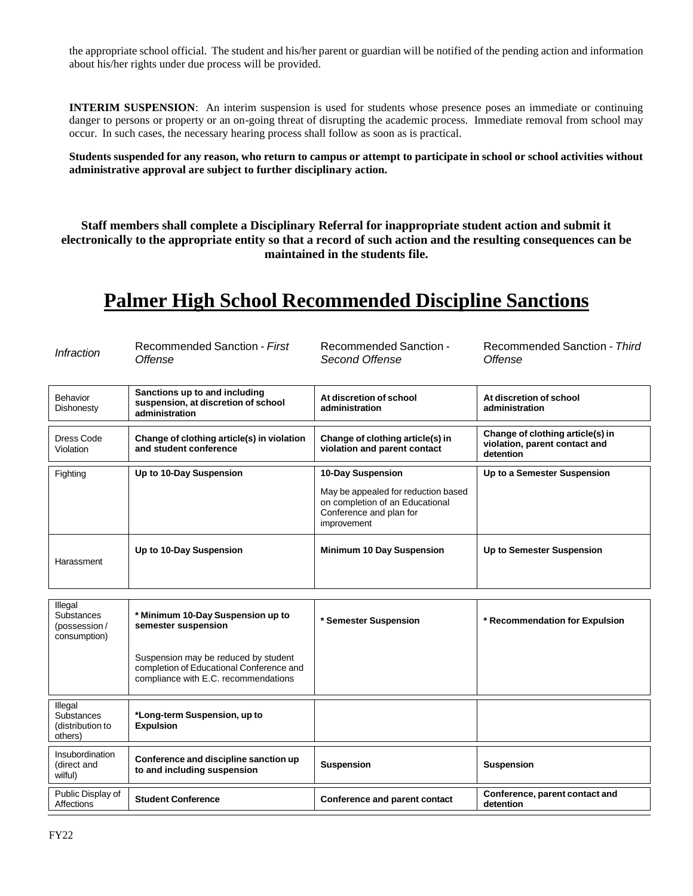the appropriate school official. The student and his/her parent or guardian will be notified of the pending action and information about his/her rights under due process will be provided.

**INTERIM SUSPENSION**: An interim suspension is used for students whose presence poses an immediate or continuing danger to persons or property or an on-going threat of disrupting the academic process. Immediate removal from school may occur. In such cases, the necessary hearing process shall follow as soon as is practical.

**Students suspended for any reason, who return to campus or attempt to participate in school or school activities without administrative approval are subject to further disciplinary action.**

**Staff members shall complete a Disciplinary Referral for inappropriate student action and submit it electronically to the appropriate entity so that a record of such action and the resulting consequences can be maintained in the students file.**

# Palmer High School Recommended Discipline Sanctions

| *Infraction* | Recommended Sanction - *First Offense* | Recommended Sanction - *Second Offense* | Recommended Sanction - *Third Offense* |
|---|---|---|---|
| Behavior Dishonesty | **Sanctions up to and including suspension, at discretion of school administration** | **At discretion of school administration** | **At discretion of school administration** |
| Dress Code Violation | **Change of clothing article(s) in violation and student conference** | **Change of clothing article(s) in violation and parent contact** | **Change of clothing article(s) in violation, parent contact and detention** |
| Fighting | **Up to 10-Day Suspension** | **10-Day Suspension**<br><br>May be appealed for reduction based on completion of an Educational Conference and plan for improvement | **Up to a Semester Suspension** |
| Harassment | **Up to 10-Day Suspension** | **Minimum 10 Day Suspension** | **Up to Semester Suspension** |
| Illegal Substances (possession / consumption) | **\* Minimum 10-Day Suspension up to semester suspension**<br><br>Suspension may be reduced by student completion of Educational Conference and compliance with E.C. recommendations | **\* Semester Suspension** | **\* Recommendation for Expulsion** |
| Illegal Substances (distribution to others) | **\*Long-term Suspension, up to Expulsion** | | |
| Insubordination (direct and wilful) | **Conference and discipline sanction up to and including suspension** | **Suspension** | **Suspension** |
| Public Display of Affections | **Student Conference** | **Conference and parent contact** | **Conference, parent contact and detention** |

FY22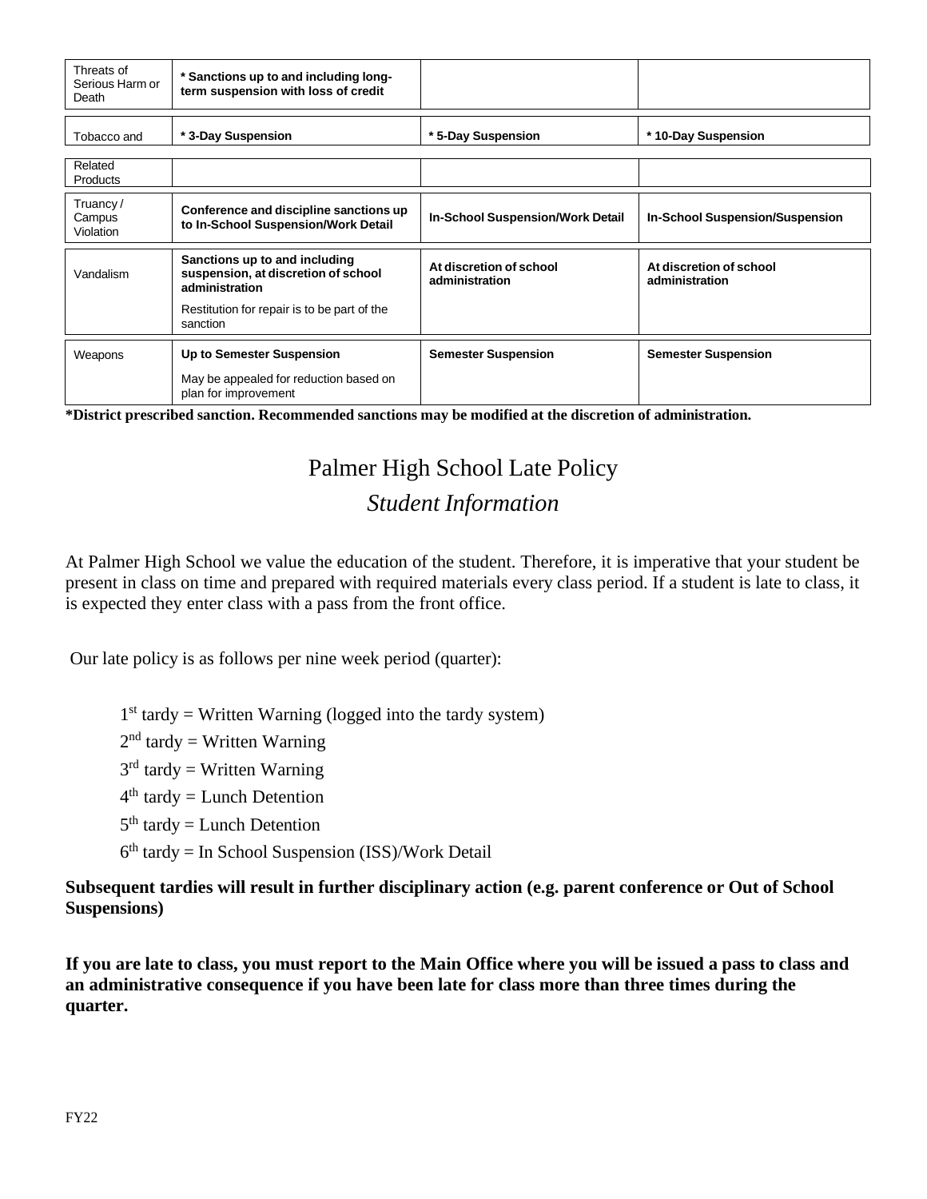| Threats of Serious Harm or Death | **\* Sanctions up to and including long-term suspension with loss of credit** | | |
|---|---|---|---|
| Tobacco and | **\* 3-Day Suspension** | **\* 5-Day Suspension** | **\* 10-Day Suspension** |
| Related Products | | | |
| Truancy / Campus Violation | **Conference and discipline sanctions up to In-School Suspension/Work Detail** | **In-School Suspension/Work Detail** | **In-School Suspension/Suspension** |
| Vandalism | **Sanctions up to and including suspension, at discretion of school administration** Restitution for repair is to be part of the sanction | **At discretion of school administration** | **At discretion of school administration** |
| Weapons | **Up to Semester Suspension** May be appealed for reduction based on plan for improvement | **Semester Suspension** | **Semester Suspension** |

**\*District prescribed sanction. Recommended sanctions may be modified at the discretion of administration.**

# Palmer High School Late Policy

## *Student Information*

At Palmer High School we value the education of the student. Therefore, it is imperative that your student be present in class on time and prepared with required materials every class period. If a student is late to class, it is expected they enter class with a pass from the front office.

Our late policy is as follows per nine week period (quarter):

- 1st tardy = Written Warning (logged into the tardy system)
- 2nd tardy = Written Warning
- 3rd tardy = Written Warning
- 4th tardy = Lunch Detention
- 5th tardy = Lunch Detention
- 6th tardy = In School Suspension (ISS)/Work Detail

**Subsequent tardies will result in further disciplinary action (e.g. parent conference or Out of School Suspensions)**

**If you are late to class, you must report to the Main Office where you will be issued a pass to class and an administrative consequence if you have been late for class more than three times during the quarter.**

FY22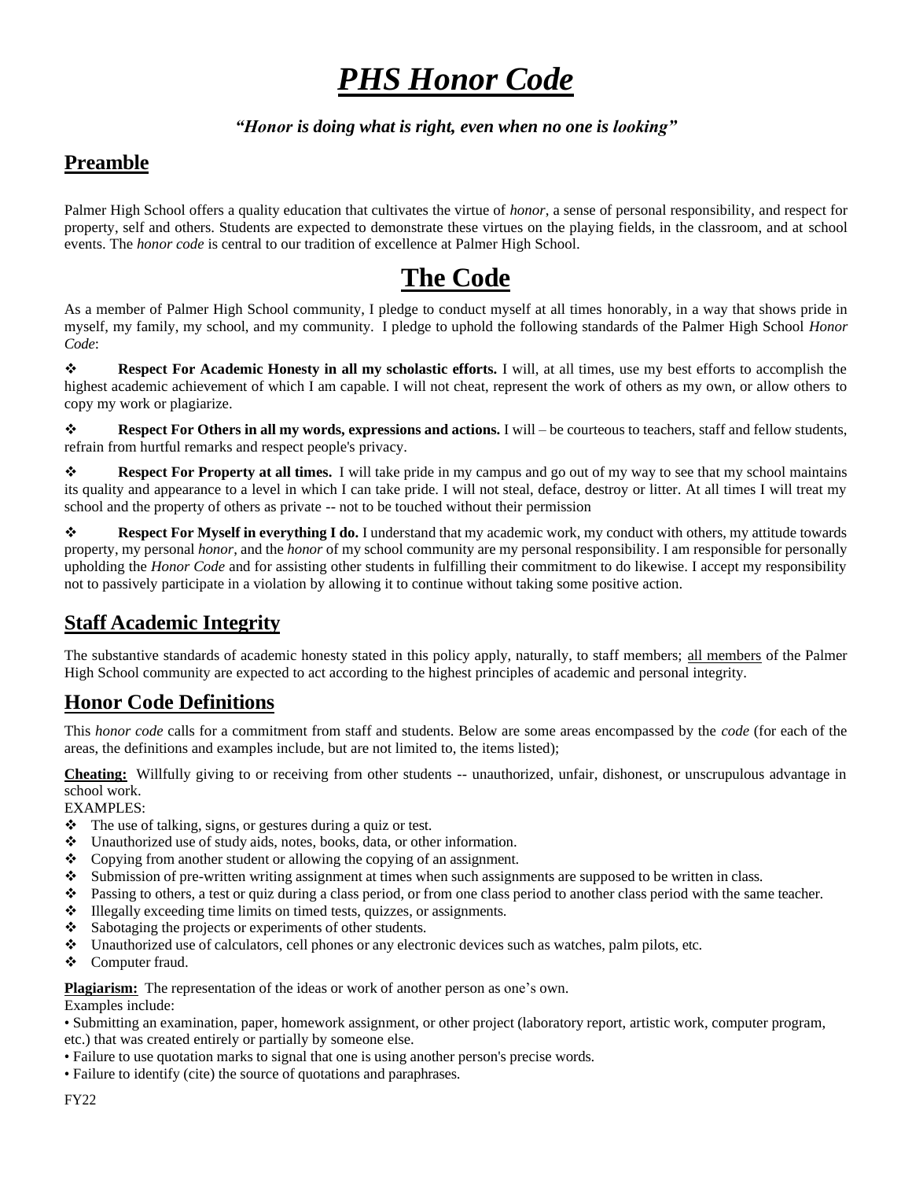# ***PHS Honor Code***

***"Honor is doing what is right, even when no one is looking"***

## Preamble

Palmer High School offers a quality education that cultivates the virtue of *honor*, a sense of personal responsibility, and respect for property, self and others. Students are expected to demonstrate these virtues on the playing fields, in the classroom, and at school events. The *honor code* is central to our tradition of excellence at Palmer High School.

# The Code

As a member of Palmer High School community, I pledge to conduct myself at all times honorably, in a way that shows pride in myself, my family, my school, and my community. I pledge to uphold the following standards of the Palmer High School *Honor Code*:

- **Respect For Academic Honesty in all my scholastic efforts.** I will, at all times, use my best efforts to accomplish the highest academic achievement of which I am capable. I will not cheat, represent the work of others as my own, or allow others to copy my work or plagiarize.
- **Respect For Others in all my words, expressions and actions.** I will – be courteous to teachers, staff and fellow students, refrain from hurtful remarks and respect people's privacy.
- **Respect For Property at all times.** I will take pride in my campus and go out of my way to see that my school maintains its quality and appearance to a level in which I can take pride. I will not steal, deface, destroy or litter. At all times I will treat my school and the property of others as private -- not to be touched without their permission
- **Respect For Myself in everything I do.** I understand that my academic work, my conduct with others, my attitude towards property, my personal *honor*, and the *honor* of my school community are my personal responsibility. I am responsible for personally upholding the *Honor Code* and for assisting other students in fulfilling their commitment to do likewise. I accept my responsibility not to passively participate in a violation by allowing it to continue without taking some positive action.

## Staff Academic Integrity

The substantive standards of academic honesty stated in this policy apply, naturally, to staff members; all members of the Palmer High School community are expected to act according to the highest principles of academic and personal integrity.

## Honor Code Definitions

This *honor code* calls for a commitment from staff and students. Below are some areas encompassed by the *code* (for each of the areas, the definitions and examples include, but are not limited to, the items listed);

**Cheating:** Willfully giving to or receiving from other students -- unauthorized, unfair, dishonest, or unscrupulous advantage in school work.

EXAMPLES:

- The use of talking, signs, or gestures during a quiz or test.
- Unauthorized use of study aids, notes, books, data, or other information.
- Copying from another student or allowing the copying of an assignment.
- Submission of pre-written writing assignment at times when such assignments are supposed to be written in class.
- Passing to others, a test or quiz during a class period, or from one class period to another class period with the same teacher.
- Illegally exceeding time limits on timed tests, quizzes, or assignments.
- Sabotaging the projects or experiments of other students.
- Unauthorized use of calculators, cell phones or any electronic devices such as watches, palm pilots, etc.
- Computer fraud.

**Plagiarism:** The representation of the ideas or work of another person as one's own.

Examples include:

- Submitting an examination, paper, homework assignment, or other project (laboratory report, artistic work, computer program, etc.) that was created entirely or partially by someone else.
- Failure to use quotation marks to signal that one is using another person's precise words.
- Failure to identify (cite) the source of quotations and paraphrases.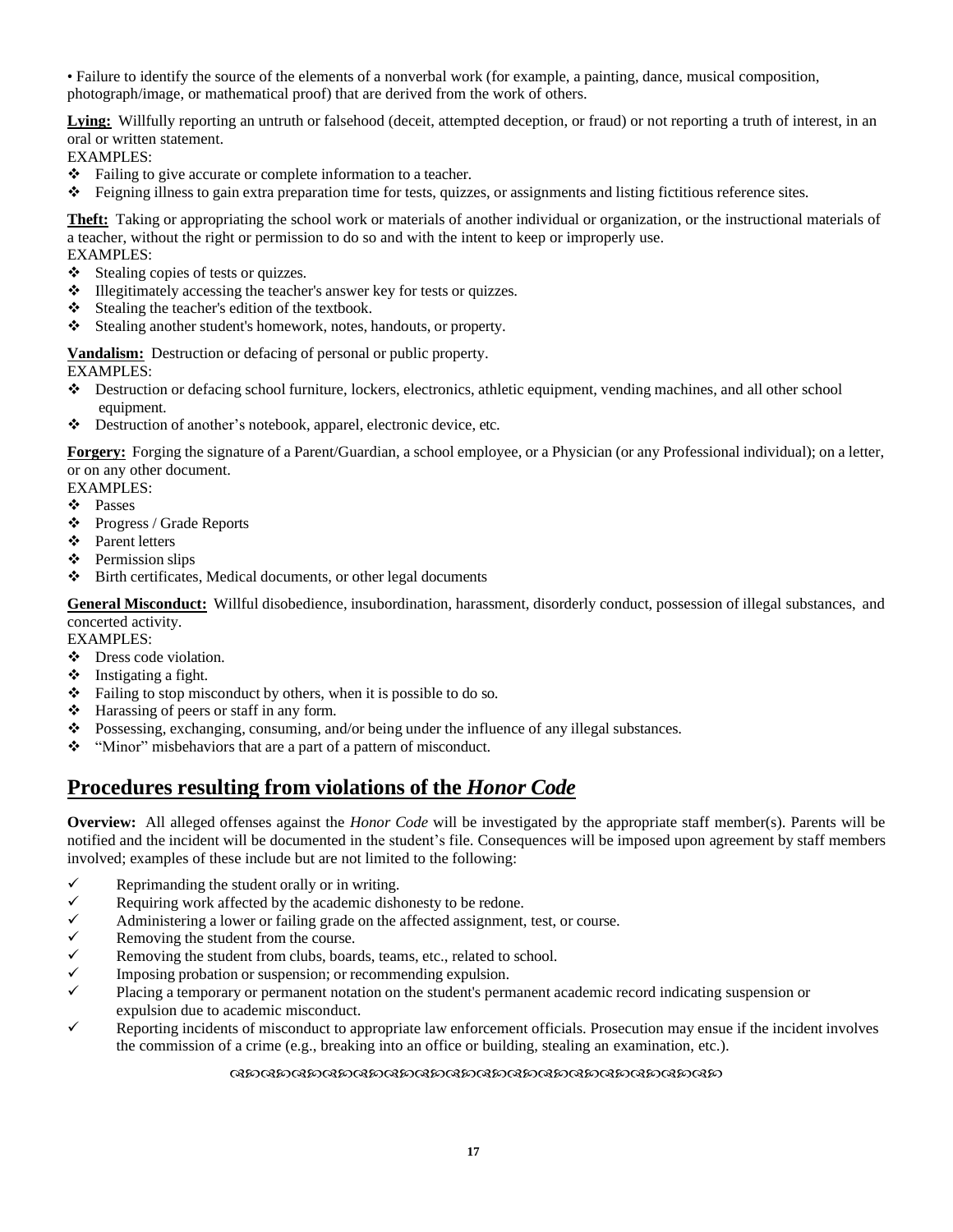• Failure to identify the source of the elements of a nonverbal work (for example, a painting, dance, musical composition, photograph/image, or mathematical proof) that are derived from the work of others.

**Lying:** Willfully reporting an untruth or falsehood (deceit, attempted deception, or fraud) or not reporting a truth of interest, in an oral or written statement.

EXAMPLES:

- ❖ Failing to give accurate or complete information to a teacher.
- ❖ Feigning illness to gain extra preparation time for tests, quizzes, or assignments and listing fictitious reference sites.

**Theft:** Taking or appropriating the school work or materials of another individual or organization, or the instructional materials of a teacher, without the right or permission to do so and with the intent to keep or improperly use.

EXAMPLES:

- ❖ Stealing copies of tests or quizzes.
- ❖ Illegitimately accessing the teacher's answer key for tests or quizzes.
- ❖ Stealing the teacher's edition of the textbook.
- ❖ Stealing another student's homework, notes, handouts, or property.

**Vandalism:** Destruction or defacing of personal or public property.

EXAMPLES:

- ❖ Destruction or defacing school furniture, lockers, electronics, athletic equipment, vending machines, and all other school equipment.
- ❖ Destruction of another's notebook, apparel, electronic device, etc.

**Forgery:** Forging the signature of a Parent/Guardian, a school employee, or a Physician (or any Professional individual); on a letter, or on any other document.

EXAMPLES:

- ❖ Passes
- ❖ Progress / Grade Reports
- ❖ Parent letters
- ❖ Permission slips
- ❖ Birth certificates, Medical documents, or other legal documents

**General Misconduct:** Willful disobedience, insubordination, harassment, disorderly conduct, possession of illegal substances, and concerted activity.

EXAMPLES:

- ❖ Dress code violation.
- ❖ Instigating a fight.
- ❖ Failing to stop misconduct by others, when it is possible to do so.
- ❖ Harassing of peers or staff in any form.
- ❖ Possessing, exchanging, consuming, and/or being under the influence of any illegal substances.
- ❖ "Minor" misbehaviors that are a part of a pattern of misconduct.

## Procedures resulting from violations of the *Honor Code*

**Overview:** All alleged offenses against the *Honor Code* will be investigated by the appropriate staff member(s). Parents will be notified and the incident will be documented in the student's file. Consequences will be imposed upon agreement by staff members involved; examples of these include but are not limited to the following:

- ✓ Reprimanding the student orally or in writing.
- ✓ Requiring work affected by the academic dishonesty to be redone.
- ✓ Administering a lower or failing grade on the affected assignment, test, or course.
- ✓ Removing the student from the course.
- ✓ Removing the student from clubs, boards, teams, etc., related to school.
- ✓ Imposing probation or suspension; or recommending expulsion.
- ✓ Placing a temporary or permanent notation on the student's permanent academic record indicating suspension or expulsion due to academic misconduct.
- ✓ Reporting incidents of misconduct to appropriate law enforcement officials. Prosecution may ensue if the incident involves the commission of a crime (e.g., breaking into an office or building, stealing an examination, etc.).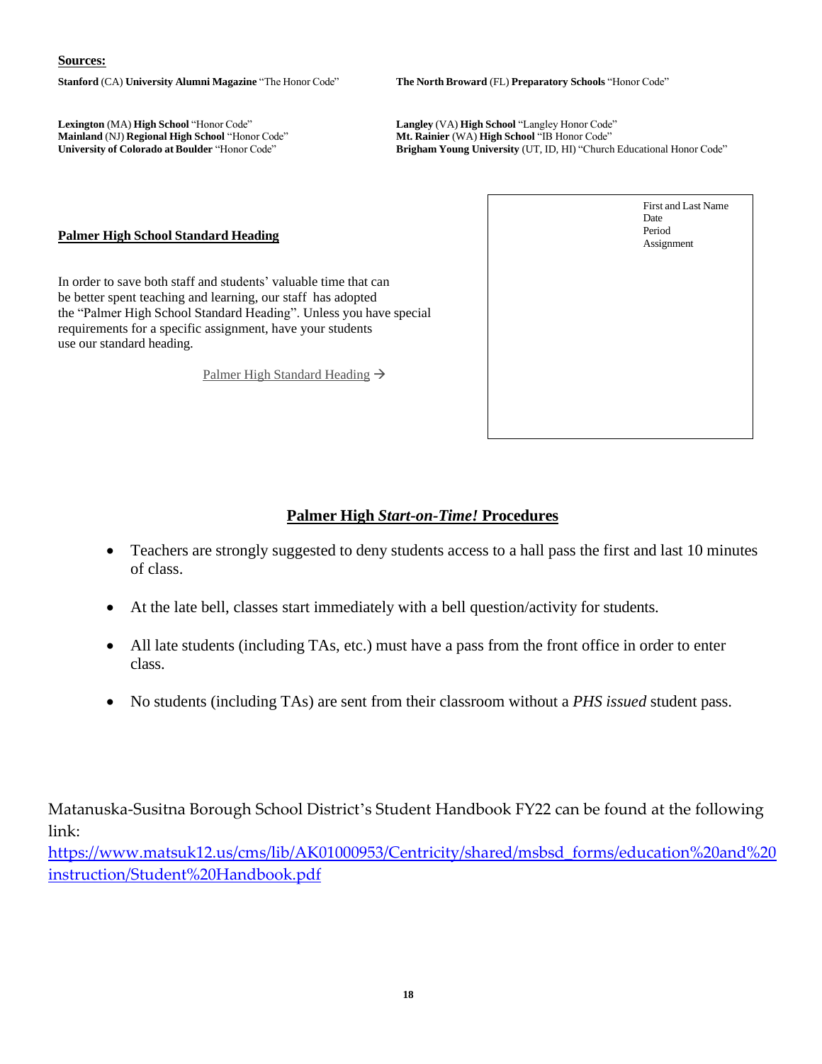**Sources:**

**Stanford** (CA) **University Alumni Magazine** "The Honor Code"

**Lexington** (MA) **High School** "Honor Code"
**Mainland** (NJ) **Regional High School** "Honor Code"
**University of Colorado at Boulder** "Honor Code"

**The North Broward** (FL) **Preparatory Schools** "Honor Code"

**Langley** (VA) **High School** "Langley Honor Code"
**Mt. Rainier** (WA) **High School** "IB Honor Code"
**Brigham Young University** (UT, ID, HI) "Church Educational Honor Code"

**Palmer High School Standard Heading**

In order to save both staff and students' valuable time that can be better spent teaching and learning, our staff has adopted the "Palmer High School Standard Heading". Unless you have special requirements for a specific assignment, have your students use our standard heading.

Palmer High Standard Heading →

First and Last Name
Date
Period
Assignment

## Palmer High *Start-on-Time!* Procedures

- Teachers are strongly suggested to deny students access to a hall pass the first and last 10 minutes of class.
- At the late bell, classes start immediately with a bell question/activity for students.
- All late students (including TAs, etc.) must have a pass from the front office in order to enter class.
- No students (including TAs) are sent from their classroom without a *PHS issued* student pass.

Matanuska-Susitna Borough School District's Student Handbook FY22 can be found at the following link:
https://www.matsuk12.us/cms/lib/AK01000953/Centricity/shared/msbsd_forms/education%20and%20instruction/Student%20Handbook.pdf